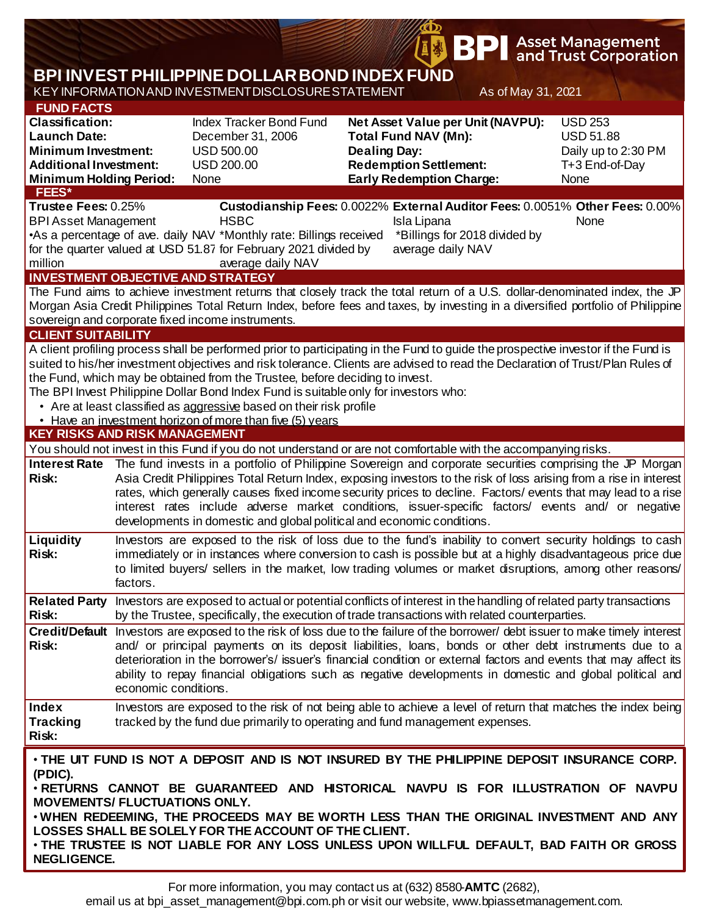# BPI INVEST PHILIPPINE DOLLAR BOND INDEX FUND

KEY INFORMATION AND INVESTMENT DISCLOSURE STATEMENT

As of May 31, 2021

BPI Asset Management and Trust Corporation

## FUND FACTS

| | | | |
|---|---|---|---|
| **Classification:** | Index Tracker Bond Fund | **Net Asset Value per Unit (NAVPU):** | USD 253 |
| **Launch Date:** | December 31, 2006 | **Total Fund NAV (Mn):** | USD 51.88 |
| **Minimum Investment:** | USD 500.00 | **Dealing Day:** | Daily up to 2:30 PM |
| **Additional Investment:** | USD 200.00 | **Redemption Settlement:** | T+3 End-of-Day |
| **Minimum Holding Period:** | None | **Early Redemption Charge:** | None |

## FEES*

| **Trustee Fees:** 0.25% | **Custodianship Fees:** 0.0022% | **External Auditor Fees:** 0.0051% | **Other Fees:** 0.00% |
|---|---|---|---|
| BPI Asset Management | HSBC | Isla Lipana | None |
| •As a percentage of ave. daily NAV for the quarter valued at USD 51.87 million | *Monthly rate: Billings received for February 2021 divided by average daily NAV | *Billings for 2018 divided by average daily NAV | |

## INVESTMENT OBJECTIVE AND STRATEGY

The Fund aims to achieve investment returns that closely track the total return of a U.S. dollar-denominated index, the JP Morgan Asia Credit Philippines Total Return Index, before fees and taxes, by investing in a diversified portfolio of Philippine sovereign and corporate fixed income instruments.

## CLIENT SUITABILITY

A client profiling process shall be performed prior to participating in the Fund to guide the prospective investor if the Fund is suited to his/her investment objectives and risk tolerance. Clients are advised to read the Declaration of Trust/Plan Rules of the Fund, which may be obtained from the Trustee, before deciding to invest.

The BPI Invest Philippine Dollar Bond Index Fund is suitable only for investors who:

- Are at least classified as aggressive based on their risk profile
- Have an investment horizon of more than five (5) years

## KEY RISKS AND RISK MANAGEMENT

You should not invest in this Fund if you do not understand or are not comfortable with the accompanying risks.

| | |
|---|---|
| **Interest Rate Risk:** | The fund invests in a portfolio of Philippine Sovereign and corporate securities comprising the JP Morgan Asia Credit Philippines Total Return Index, exposing investors to the risk of loss arising from a rise in interest rates, which generally causes fixed income security prices to decline. Factors/ events that may lead to a rise interest rates include adverse market conditions, issuer-specific factors/ events and/ or negative developments in domestic and global political and economic conditions. |
| **Liquidity Risk:** | Investors are exposed to the risk of loss due to the fund's inability to convert security holdings to cash immediately or in instances where conversion to cash is possible but at a highly disadvantageous price due to limited buyers/ sellers in the market, low trading volumes or market disruptions, among other reasons/ factors. |
| **Related Party Risk:** | Investors are exposed to actual or potential conflicts of interest in the handling of related party transactions by the Trustee, specifically, the execution of trade transactions with related counterparties. |
| **Credit/Default Risk:** | Investors are exposed to the risk of loss due to the failure of the borrower/ debt issuer to make timely interest and/ or principal payments on its deposit liabilities, loans, bonds or other debt instruments due to a deterioration in the borrower's/ issuer's financial condition or external factors and events that may affect its ability to repay financial obligations such as negative developments in domestic and global political and economic conditions. |
| **Index Tracking Risk:** | Investors are exposed to the risk of not being able to achieve a level of return that matches the index being tracked by the fund due primarily to operating and fund management expenses. |

**• THE UIT FUND IS NOT A DEPOSIT AND IS NOT INSURED BY THE PHILIPPINE DEPOSIT INSURANCE CORP. (PDIC).**
**• RETURNS CANNOT BE GUARANTEED AND HISTORICAL NAVPU IS FOR ILLUSTRATION OF NAVPU MOVEMENTS/ FLUCTUATIONS ONLY.**
**• WHEN REDEEMING, THE PROCEEDS MAY BE WORTH LESS THAN THE ORIGINAL INVESTMENT AND ANY LOSSES SHALL BE SOLELY FOR THE ACCOUNT OF THE CLIENT.**
**• THE TRUSTEE IS NOT LIABLE FOR ANY LOSS UNLESS UPON WILLFUL DEFAULT, BAD FAITH OR GROSS NEGLIGENCE.**

For more information, you may contact us at (632) 8580-**AMTC** (2682), email us at bpi_asset_management@bpi.com.ph or visit our website, www.bpiassetmanagement.com.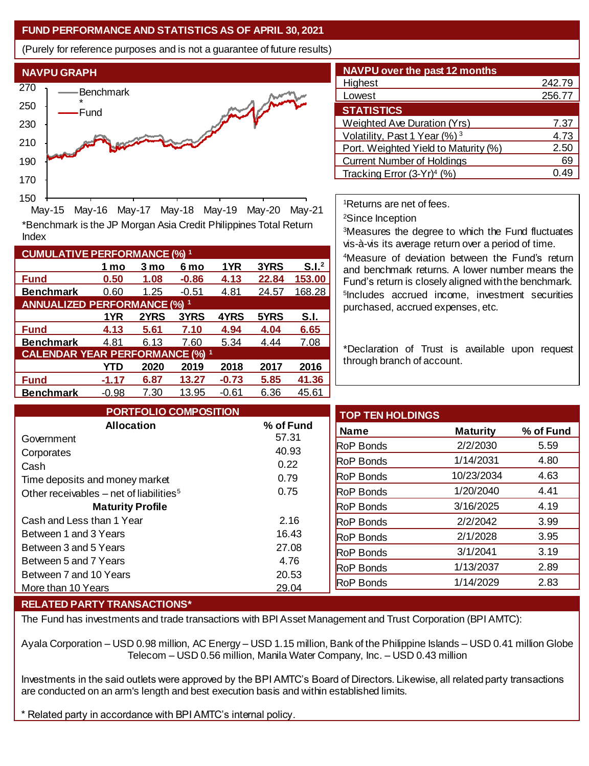## FUND PERFORMANCE AND STATISTICS AS OF APRIL 30, 2021

(Purely for reference purposes and is not a guarantee of future results)

### NAVPU GRAPH

*Benchmark is the JP Morgan Asia Credit Philippines Total Return Index

### NAVPU over the past 12 months

| | |
|---|---|
| Highest | 242.79 |
| Lowest | 256.77 |

### STATISTICS

| | |
|---|---|
| Weighted Ave Duration (Yrs) | 7.37 |
| Volatility, Past 1 Year (%) [3] | 4.73 |
| Port. Weighted Yield to Maturity (%) | 2.50 |
| Current Number of Holdings | 69 |
| Tracking Error (3-Yr)[4] (%) | 0.49 |

### CUMULATIVE PERFORMANCE (%) [1]

| | 1 mo | 3 mo | 6 mo | 1YR | 3YRS | S.I.[2] |
|---|---|---|---|---|---|---|
| **Fund** | **0.50** | **1.08** | **-0.86** | **4.13** | **22.84** | **153.00** |
| **Benchmark** | 0.60 | 1.25 | -0.51 | 4.81 | 24.57 | 168.28 |

### ANNUALIZED PERFORMANCE (%) [1]

| | 1YR | 2YRS | 3YRS | 4YRS | 5YRS | S.I. |
|---|---|---|---|---|---|---|
| **Fund** | **4.13** | **5.61** | **7.10** | **4.94** | **4.04** | **6.65** |
| **Benchmark** | 4.81 | 6.13 | 7.60 | 5.34 | 4.44 | 7.08 |

### CALENDAR YEAR PERFORMANCE (%) [1]

| | YTD | 2020 | 2019 | 2018 | 2017 | 2016 |
|---|---|---|---|---|---|---|
| **Fund** | **-1.17** | **6.87** | **13.27** | **-0.73** | **5.85** | **41.36** |
| **Benchmark** | -0.98 | 7.30 | 13.95 | -0.61 | 6.36 | 45.61 |

[1]Returns are net of fees.

[2]Since Inception

[3]Measures the degree to which the Fund fluctuates vis-à-vis its average return over a period of time.

[4]Measure of deviation between the Fund's return and benchmark returns. A lower number means the Fund's return is closely aligned with the benchmark.

[5]Includes accrued income, investment securities purchased, accrued expenses, etc.

*Declaration of Trust is available upon request through branch of account.

### PORTFOLIO COMPOSITION

| Allocation | % of Fund |
|---|---|
| Government | 57.31 |
| Corporates | 40.93 |
| Cash | 0.22 |
| Time deposits and money market | 0.79 |
| Other receivables – net of liabilities[5] | 0.75 |
| **Maturity Profile** | |
| Cash and Less than 1 Year | 2.16 |
| Between 1 and 3 Years | 16.43 |
| Between 3 and 5 Years | 27.08 |
| Between 5 and 7 Years | 4.76 |
| Between 7 and 10 Years | 20.53 |
| More than 10 Years | 29.04 |

### TOP TEN HOLDINGS

| Name | Maturity | % of Fund |
|---|---|---|
| RoP Bonds | 2/2/2030 | 5.59 |
| RoP Bonds | 1/14/2031 | 4.80 |
| RoP Bonds | 10/23/2034 | 4.63 |
| RoP Bonds | 1/20/2040 | 4.41 |
| RoP Bonds | 3/16/2025 | 4.19 |
| RoP Bonds | 2/2/2042 | 3.99 |
| RoP Bonds | 2/1/2028 | 3.95 |
| RoP Bonds | 3/1/2041 | 3.19 |
| RoP Bonds | 1/13/2037 | 2.89 |
| RoP Bonds | 1/14/2029 | 2.83 |

### RELATED PARTY TRANSACTIONS*

The Fund has investments and trade transactions with BPI Asset Management and Trust Corporation (BPI AMTC):

Ayala Corporation – USD 0.98 million, AC Energy – USD 1.15 million, Bank of the Philippine Islands – USD 0.41 million Globe Telecom – USD 0.56 million, Manila Water Company, Inc. – USD 0.43 million

Investments in the said outlets were approved by the BPI AMTC's Board of Directors. Likewise, all related party transactions are conducted on an arm's length and best execution basis and within established limits.

* Related party in accordance with BPI AMTC's internal policy.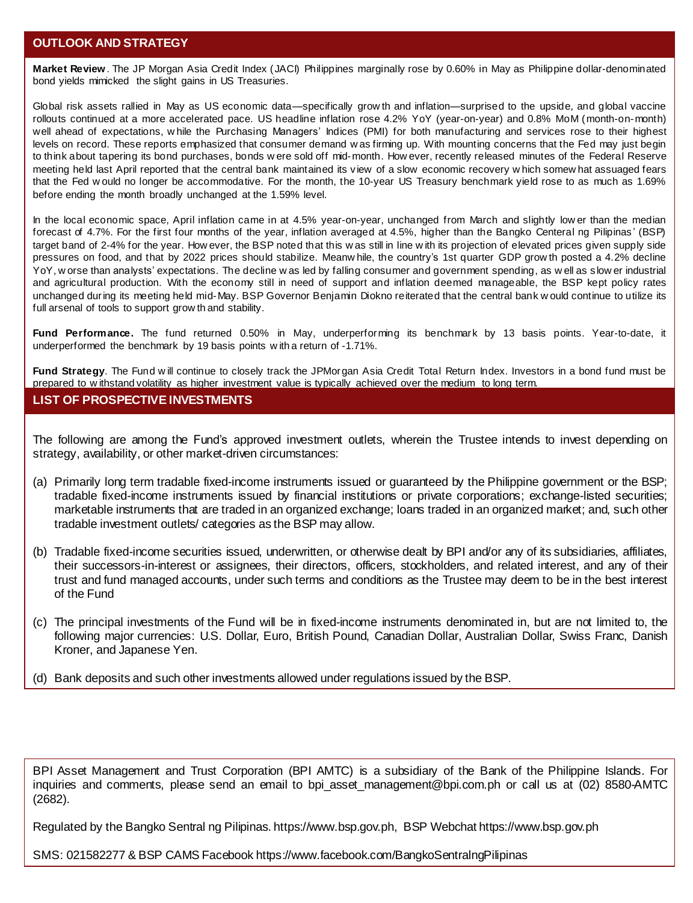## OUTLOOK AND STRATEGY

**Market Review**. The JP Morgan Asia Credit Index (JACI) Philippines marginally rose by 0.60% in May as Philippine dollar-denominated bond yields mimicked the slight gains in US Treasuries.

Global risk assets rallied in May as US economic data—specifically growth and inflation—surprised to the upside, and global vaccine rollouts continued at a more accelerated pace. US headline inflation rose 4.2% YoY (year-on-year) and 0.8% MoM (month-on-month) well ahead of expectations, while the Purchasing Managers' Indices (PMI) for both manufacturing and services rose to their highest levels on record. These reports emphasized that consumer demand was firming up. With mounting concerns that the Fed may just begin to think about tapering its bond purchases, bonds were sold off mid-month. However, recently released minutes of the Federal Reserve meeting held last April reported that the central bank maintained its view of a slow economic recovery which somewhat assuaged fears that the Fed would no longer be accommodative. For the month, the 10-year US Treasury benchmark yield rose to as much as 1.69% before ending the month broadly unchanged at the 1.59% level.

In the local economic space, April inflation came in at 4.5% year-on-year, unchanged from March and slightly lower than the median forecast of 4.7%. For the first four months of the year, inflation averaged at 4.5%, higher than the Bangko Centeral ng Pilipinas' (BSP) target band of 2-4% for the year. However, the BSP noted that this was still in line with its projection of elevated prices given supply side pressures on food, and that by 2022 prices should stabilize. Meanwhile, the country's 1st quarter GDP growth posted a 4.2% decline YoY, worse than analysts' expectations. The decline was led by falling consumer and government spending, as well as slower industrial and agricultural production. With the economy still in need of support and inflation deemed manageable, the BSP kept policy rates unchanged during its meeting held mid-May. BSP Governor Benjamin Diokno reiterated that the central bank would continue to utilize its full arsenal of tools to support growth and stability.

**Fund Performance.** The fund returned 0.50% in May, underperforming its benchmark by 13 basis points. Year-to-date, it underperformed the benchmark by 19 basis points with a return of -1.71%.

**Fund Strategy**. The Fund will continue to closely track the JPMorgan Asia Credit Total Return Index. Investors in a bond fund must be prepared to withstand volatility as higher investment value is typically achieved over the medium to long term.

## LIST OF PROSPECTIVE INVESTMENTS

The following are among the Fund's approved investment outlets, wherein the Trustee intends to invest depending on strategy, availability, or other market-driven circumstances:

(a) Primarily long term tradable fixed-income instruments issued or guaranteed by the Philippine government or the BSP; tradable fixed-income instruments issued by financial institutions or private corporations; exchange-listed securities; marketable instruments that are traded in an organized exchange; loans traded in an organized market; and, such other tradable investment outlets/ categories as the BSP may allow.

(b) Tradable fixed-income securities issued, underwritten, or otherwise dealt by BPI and/or any of its subsidiaries, affiliates, their successors-in-interest or assignees, their directors, officers, stockholders, and related interest, and any of their trust and fund managed accounts, under such terms and conditions as the Trustee may deem to be in the best interest of the Fund

(c) The principal investments of the Fund will be in fixed-income instruments denominated in, but are not limited to, the following major currencies: U.S. Dollar, Euro, British Pound, Canadian Dollar, Australian Dollar, Swiss Franc, Danish Kroner, and Japanese Yen.

(d) Bank deposits and such other investments allowed under regulations issued by the BSP.

BPI Asset Management and Trust Corporation (BPI AMTC) is a subsidiary of the Bank of the Philippine Islands. For inquiries and comments, please send an email to bpi_asset_management@bpi.com.ph or call us at (02) 8580-AMTC (2682).

Regulated by the Bangko Sentral ng Pilipinas. https://www.bsp.gov.ph, BSP Webchat https://www.bsp.gov.ph

SMS: 021582277 & BSP CAMS Facebook https://www.facebook.com/BangkoSentralngPilipinas